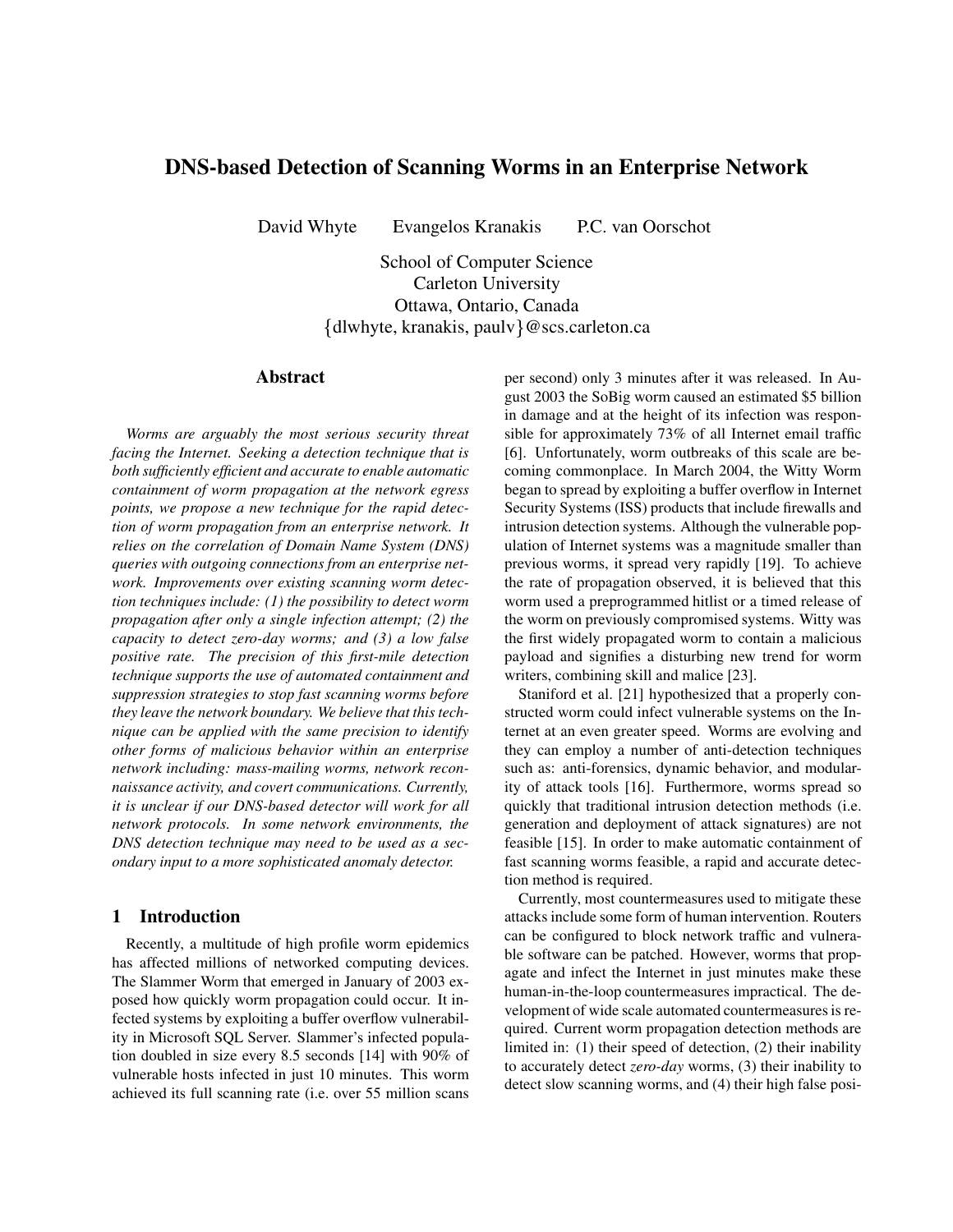# DNS-based Detection of Scanning Worms in an Enterprise Network

David Whyte    Evangelos Kranakis    P.C. van Oorschot

School of Computer Science
Carleton University
Ottawa, Ontario, Canada
{dlwhyte, kranakis, paulv}@scs.carleton.ca

## Abstract

*Worms are arguably the most serious security threat facing the Internet. Seeking a detection technique that is both sufficiently efficient and accurate to enable automatic containment of worm propagation at the network egress points, we propose a new technique for the rapid detection of worm propagation from an enterprise network. It relies on the correlation of Domain Name System (DNS) queries with outgoing connections from an enterprise network. Improvements over existing scanning worm detection techniques include: (1) the possibility to detect worm propagation after only a single infection attempt; (2) the capacity to detect zero-day worms; and (3) a low false positive rate. The precision of this first-mile detection technique supports the use of automated containment and suppression strategies to stop fast scanning worms before they leave the network boundary. We believe that this technique can be applied with the same precision to identify other forms of malicious behavior within an enterprise network including: mass-mailing worms, network reconnaissance activity, and covert communications. Currently, it is unclear if our DNS-based detector will work for all network protocols. In some network environments, the DNS detection technique may need to be used as a secondary input to a more sophisticated anomaly detector.*

## 1 Introduction

Recently, a multitude of high profile worm epidemics has affected millions of networked computing devices. The Slammer Worm that emerged in January of 2003 exposed how quickly worm propagation could occur. It infected systems by exploiting a buffer overflow vulnerability in Microsoft SQL Server. Slammer's infected population doubled in size every 8.5 seconds [14] with 90% of vulnerable hosts infected in just 10 minutes. This worm achieved its full scanning rate (i.e. over 55 million scans per second) only 3 minutes after it was released. In August 2003 the SoBig worm caused an estimated \$5 billion in damage and at the height of its infection was responsible for approximately 73% of all Internet email traffic [6]. Unfortunately, worm outbreaks of this scale are becoming commonplace. In March 2004, the Witty Worm began to spread by exploiting a buffer overflow in Internet Security Systems (ISS) products that include firewalls and intrusion detection systems. Although the vulnerable population of Internet systems was a magnitude smaller than previous worms, it spread very rapidly [19]. To achieve the rate of propagation observed, it is believed that this worm used a preprogrammed hitlist or a timed release of the worm on previously compromised systems. Witty was the first widely propagated worm to contain a malicious payload and signifies a disturbing new trend for worm writers, combining skill and malice [23].

Staniford et al. [21] hypothesized that a properly constructed worm could infect vulnerable systems on the Internet at an even greater speed. Worms are evolving and they can employ a number of anti-detection techniques such as: anti-forensics, dynamic behavior, and modularity of attack tools [16]. Furthermore, worms spread so quickly that traditional intrusion detection methods (i.e. generation and deployment of attack signatures) are not feasible [15]. In order to make automatic containment of fast scanning worms feasible, a rapid and accurate detection method is required.

Currently, most countermeasures used to mitigate these attacks include some form of human intervention. Routers can be configured to block network traffic and vulnerable software can be patched. However, worms that propagate and infect the Internet in just minutes make these human-in-the-loop countermeasures impractical. The development of wide scale automated countermeasures is required. Current worm propagation detection methods are limited in: (1) their speed of detection, (2) their inability to accurately detect *zero-day* worms, (3) their inability to detect slow scanning worms, and (4) their high false posi-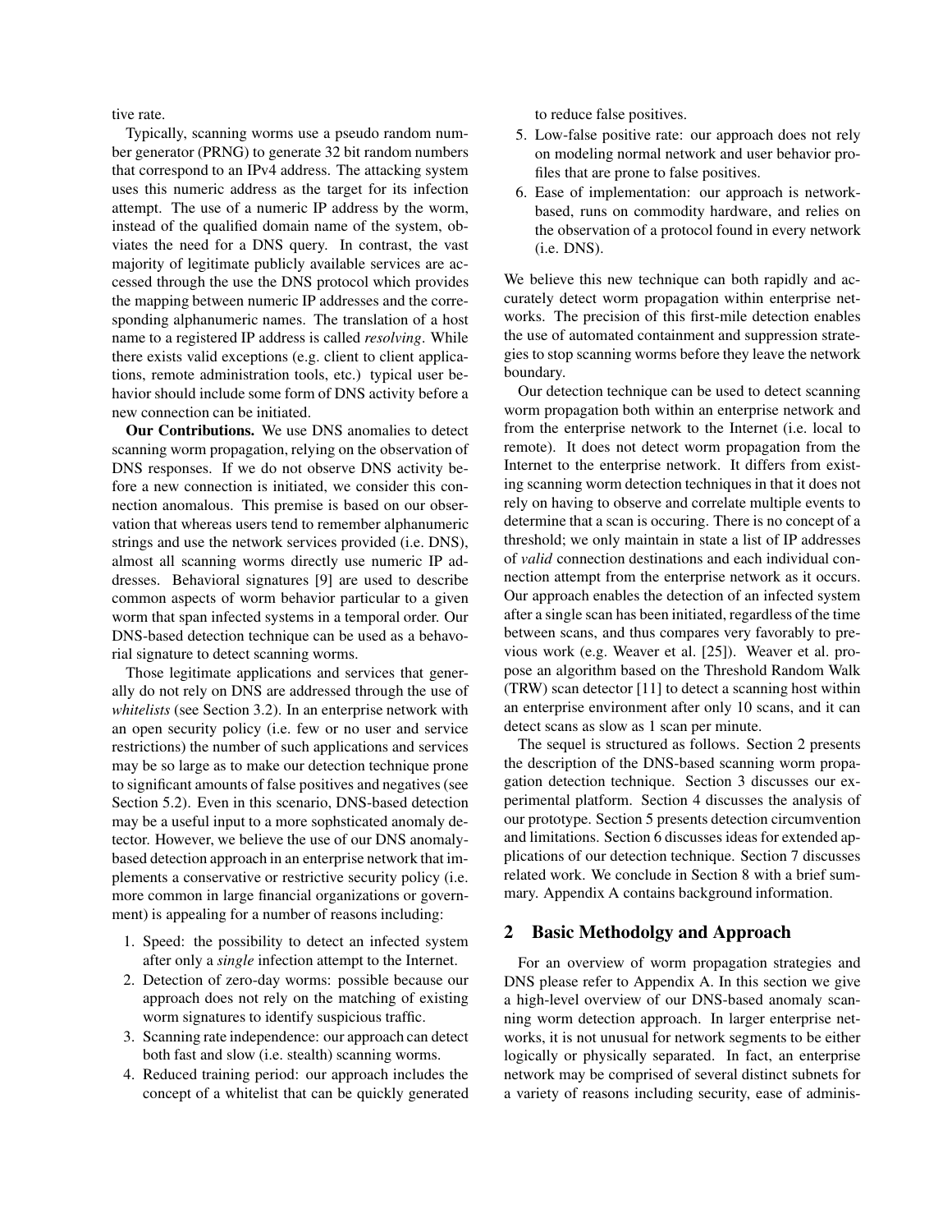tive rate.

Typically, scanning worms use a pseudo random number generator (PRNG) to generate 32 bit random numbers that correspond to an IPv4 address. The attacking system uses this numeric address as the target for its infection attempt. The use of a numeric IP address by the worm, instead of the qualified domain name of the system, obviates the need for a DNS query. In contrast, the vast majority of legitimate publicly available services are accessed through the use the DNS protocol which provides the mapping between numeric IP addresses and the corresponding alphanumeric names. The translation of a host name to a registered IP address is called *resolving*. While there exists valid exceptions (e.g. client to client applications, remote administration tools, etc.) typical user behavior should include some form of DNS activity before a new connection can be initiated.

**Our Contributions.** We use DNS anomalies to detect scanning worm propagation, relying on the observation of DNS responses. If we do not observe DNS activity before a new connection is initiated, we consider this connection anomalous. This premise is based on our observation that whereas users tend to remember alphanumeric strings and use the network services provided (i.e. DNS), almost all scanning worms directly use numeric IP addresses. Behavioral signatures [9] are used to describe common aspects of worm behavior particular to a given worm that span infected systems in a temporal order. Our DNS-based detection technique can be used as a behavioral signature to detect scanning worms.

Those legitimate applications and services that generally do not rely on DNS are addressed through the use of *whitelists* (see Section 3.2). In an enterprise network with an open security policy (i.e. few or no user and service restrictions) the number of such applications and services may be so large as to make our detection technique prone to significant amounts of false positives and negatives (see Section 5.2). Even in this scenario, DNS-based detection may be a useful input to a more sophsticated anomaly detector. However, we believe the use of our DNS anomaly-based detection approach in an enterprise network that implements a conservative or restrictive security policy (i.e. more common in large financial organizations or government) is appealing for a number of reasons including:

1. Speed: the possibility to detect an infected system after only a *single* infection attempt to the Internet.
2. Detection of zero-day worms: possible because our approach does not rely on the matching of existing worm signatures to identify suspicious traffic.
3. Scanning rate independence: our approach can detect both fast and slow (i.e. stealth) scanning worms.
4. Reduced training period: our approach includes the concept of a whitelist that can be quickly generated to reduce false positives.
5. Low-false positive rate: our approach does not rely on modeling normal network and user behavior profiles that are prone to false positives.
6. Ease of implementation: our approach is network-based, runs on commodity hardware, and relies on the observation of a protocol found in every network (i.e. DNS).

We believe this new technique can both rapidly and accurately detect worm propagation within enterprise networks. The precision of this first-mile detection enables the use of automated containment and suppression strategies to stop scanning worms before they leave the network boundary.

Our detection technique can be used to detect scanning worm propagation both within an enterprise network and from the enterprise network to the Internet (i.e. local to remote). It does not detect worm propagation from the Internet to the enterprise network. It differs from existing scanning worm detection techniques in that it does not rely on having to observe and correlate multiple events to determine that a scan is occuring. There is no concept of a threshold; we only maintain in state a list of IP addresses of *valid* connection destinations and each individual connection attempt from the enterprise network as it occurs. Our approach enables the detection of an infected system after a single scan has been initiated, regardless of the time between scans, and thus compares very favorably to previous work (e.g. Weaver et al. [25]). Weaver et al. propose an algorithm based on the Threshold Random Walk (TRW) scan detector [11] to detect a scanning host within an enterprise environment after only 10 scans, and it can detect scans as slow as 1 scan per minute.

The sequel is structured as follows. Section 2 presents the description of the DNS-based scanning worm propagation detection technique. Section 3 discusses our experimental platform. Section 4 discusses the analysis of our prototype. Section 5 presents detection circumvention and limitations. Section 6 discusses ideas for extended applications of our detection technique. Section 7 discusses related work. We conclude in Section 8 with a brief summary. Appendix A contains background information.

## 2 Basic Methodolgy and Approach

For an overview of worm propagation strategies and DNS please refer to Appendix A. In this section we give a high-level overview of our DNS-based anomaly scanning worm detection approach. In larger enterprise networks, it is not unusual for network segments to be either logically or physically separated. In fact, an enterprise network may be comprised of several distinct subnets for a variety of reasons including security, ease of adminis-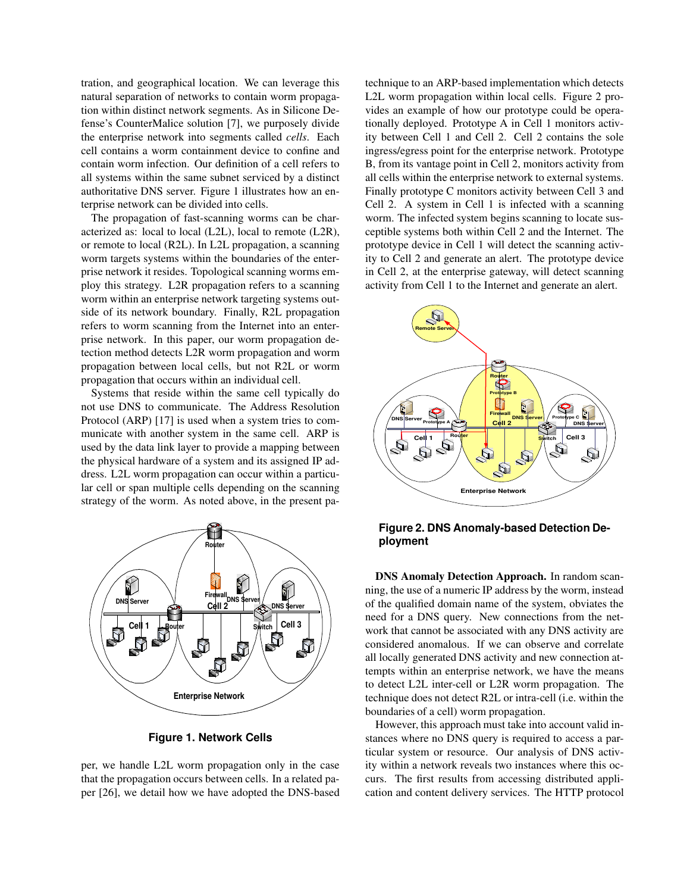tration, and geographical location. We can leverage this natural separation of networks to contain worm propagation within distinct network segments. As in Silicone Defense's CounterMalice solution [7], we purposely divide the enterprise network into segments called *cells*. Each cell contains a worm containment device to confine and contain worm infection. Our definition of a cell refers to all systems within the same subnet serviced by a distinct authoritative DNS server. Figure 1 illustrates how an enterprise network can be divided into cells.

The propagation of fast-scanning worms can be characterized as: local to local (L2L), local to remote (L2R), or remote to local (R2L). In L2L propagation, a scanning worm targets systems within the boundaries of the enterprise network it resides. Topological scanning worms employ this strategy. L2R propagation refers to a scanning worm within an enterprise network targeting systems outside of its network boundary. Finally, R2L propagation refers to worm scanning from the Internet into an enterprise network. In this paper, our worm propagation detection method detects L2R worm propagation and worm propagation between local cells, but not R2L or worm propagation that occurs within an individual cell.

Systems that reside within the same cell typically do not use DNS to communicate. The Address Resolution Protocol (ARP) [17] is used when a system tries to communicate with another system in the same cell. ARP is used by the data link layer to provide a mapping between the physical hardware of a system and its assigned IP address. L2L worm propagation can occur within a particular cell or span multiple cells depending on the scanning strategy of the worm. As noted above, in the present paper, we handle L2L worm propagation only in the case that the propagation occurs between cells. In a related paper [26], we detail how we have adopted the DNS-based technique to an ARP-based implementation which detects L2L worm propagation within local cells. Figure 2 provides an example of how our prototype could be operationally deployed. Prototype A in Cell 1 monitors activity between Cell 1 and Cell 2. Cell 2 contains the sole ingress/egress point for the enterprise network. Prototype B, from its vantage point in Cell 2, monitors activity from all cells within the enterprise network to external systems. Finally prototype C monitors activity between Cell 3 and Cell 2. A system in Cell 1 is infected with a scanning worm. The infected system begins scanning to locate susceptible systems both within Cell 2 and the Internet. The prototype device in Cell 1 will detect the scanning activity to Cell 2 and generate an alert. The prototype device in Cell 2, at the enterprise gateway, will detect scanning activity from Cell 1 to the Internet and generate an alert.

**Figure 1. Network Cells**

**Figure 2. DNS Anomaly-based Detection Deployment**

**DNS Anomaly Detection Approach.** In random scanning, the use of a numeric IP address by the worm, instead of the qualified domain name of the system, obviates the need for a DNS query. New connections from the network that cannot be associated with any DNS activity are considered anomalous. If we can observe and correlate all locally generated DNS activity and new connection attempts within an enterprise network, we have the means to detect L2L inter-cell or L2R worm propagation. The technique does not detect R2L or intra-cell (i.e. within the boundaries of a cell) worm propagation.

However, this approach must take into account valid instances where no DNS query is required to access a particular system or resource. Our analysis of DNS activity within a network reveals two instances where this occurs. The first results from accessing distributed application and content delivery services. The HTTP protocol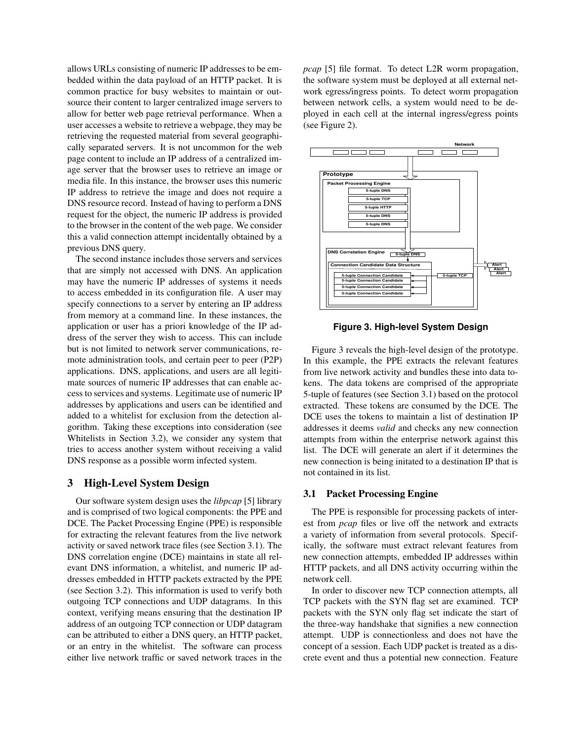allows URLs consisting of numeric IP addresses to be embedded within the data payload of an HTTP packet. It is common practice for busy websites to maintain or outsource their content to larger centralized image servers to allow for better web page retrieval performance. When a user accesses a website to retrieve a webpage, they may be retrieving the requested material from several geographically separated servers. It is not uncommon for the web page content to include an IP address of a centralized image server that the browser uses to retrieve an image or media file. In this instance, the browser uses this numeric IP address to retrieve the image and does not require a DNS resource record. Instead of having to perform a DNS request for the object, the numeric IP address is provided to the browser in the content of the web page. We consider this a valid connection attempt incidentally obtained by a previous DNS query.

The second instance includes those servers and services that are simply not accessed with DNS. An application may have the numeric IP addresses of systems it needs to access embedded in its configuration file. A user may specify connections to a server by entering an IP address from memory at a command line. In these instances, the application or user has a priori knowledge of the IP address of the server they wish to access. This can include but is not limited to network server communications, remote administration tools, and certain peer to peer (P2P) applications. DNS, applications, and users are all legitimate sources of numeric IP addresses that can enable access to services and systems. Legitimate use of numeric IP addresses by applications and users can be identified and added to a whitelist for exclusion from the detection algorithm. Taking these exceptions into consideration (see Whitelists in Section 3.2), we consider any system that tries to access another system without receiving a valid DNS response as a possible worm infected system.

## 3 High-Level System Design

Our software system design uses the *libpcap* [5] library and is comprised of two logical components: the PPE and DCE. The Packet Processing Engine (PPE) is responsible for extracting the relevant features from the live network activity or saved network trace files (see Section 3.1). The DNS correlation engine (DCE) maintains in state all relevant DNS information, a whitelist, and numeric IP addresses embedded in HTTP packets extracted by the PPE (see Section 3.2). This information is used to verify both outgoing TCP connections and UDP datagrams. In this context, verifying means ensuring that the destination IP address of an outgoing TCP connection or UDP datagram can be attributed to either a DNS query, an HTTP packet, or an entry in the whitelist. The software can process either live network traffic or saved network traces in the *pcap* [5] file format. To detect L2R worm propagation, the software system must be deployed at all external network egress/ingress points. To detect worm propagation between network cells, a system would need to be deployed in each cell at the internal ingress/egress points (see Figure 2).

**Figure 3. High-level System Design**

Figure 3 reveals the high-level design of the prototype. In this example, the PPE extracts the relevant features from live network activity and bundles these into data tokens. The data tokens are comprised of the appropriate 5-tuple of features (see Section 3.1) based on the protocol extracted. These tokens are consumed by the DCE. The DCE uses the tokens to maintain a list of destination IP addresses it deems *valid* and checks any new connection attempts from within the enterprise network against this list. The DCE will generate an alert if it determines the new connection is being initated to a destination IP that is not contained in its list.

### 3.1 Packet Processing Engine

The PPE is responsible for processing packets of interest from *pcap* files or live off the network and extracts a variety of information from several protocols. Specifically, the software must extract relevant features from new connection attempts, embedded IP addresses within HTTP packets, and all DNS activity occurring within the network cell.

In order to discover new TCP connection attempts, all TCP packets with the SYN flag set are examined. TCP packets with the SYN only flag set indicate the start of the three-way handshake that signifies a new connection attempt. UDP is connectionless and does not have the concept of a session. Each UDP packet is treated as a discrete event and thus a potential new connection. Feature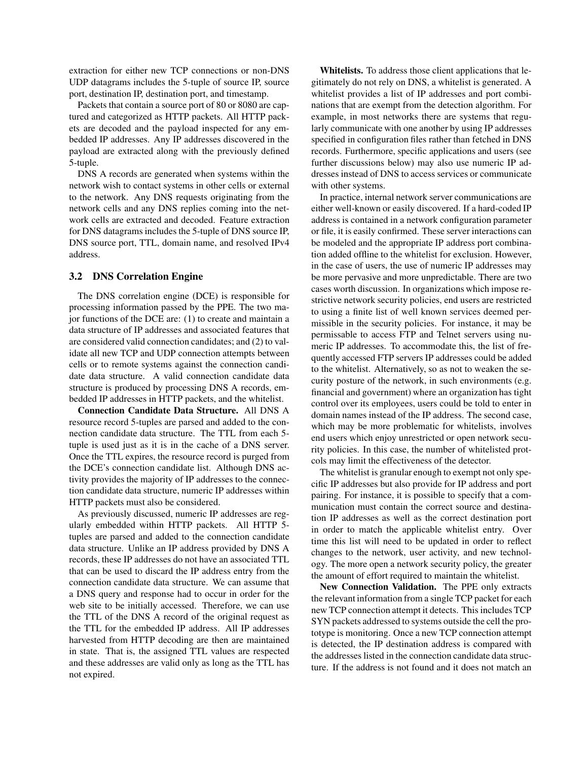extraction for either new TCP connections or non-DNS UDP datagrams includes the 5-tuple of source IP, source port, destination IP, destination port, and timestamp.

Packets that contain a source port of 80 or 8080 are captured and categorized as HTTP packets. All HTTP packets are decoded and the payload inspected for any embedded IP addresses. Any IP addresses discovered in the payload are extracted along with the previously defined 5-tuple.

DNS A records are generated when systems within the network wish to contact systems in other cells or external to the network. Any DNS requests originating from the network cells and any DNS replies coming into the network cells are extracted and decoded. Feature extraction for DNS datagrams includes the 5-tuple of DNS source IP, DNS source port, TTL, domain name, and resolved IPv4 address.

### 3.2 DNS Correlation Engine

The DNS correlation engine (DCE) is responsible for processing information passed by the PPE. The two major functions of the DCE are: (1) to create and maintain a data structure of IP addresses and associated features that are considered valid connection candidates; and (2) to validate all new TCP and UDP connection attempts between cells or to remote systems against the connection candidate data structure. A valid connection candidate data structure is produced by processing DNS A records, embedded IP addresses in HTTP packets, and the whitelist.

**Connection Candidate Data Structure.** All DNS A resource record 5-tuples are parsed and added to the connection candidate data structure. The TTL from each 5-tuple is used just as it is in the cache of a DNS server. Once the TTL expires, the resource record is purged from the DCE's connection candidate list. Although DNS activity provides the majority of IP addresses to the connection candidate data structure, numeric IP addresses within HTTP packets must also be considered.

As previously discussed, numeric IP addresses are regularly embedded within HTTP packets. All HTTP 5-tuples are parsed and added to the connection candidate data structure. Unlike an IP address provided by DNS A records, these IP addresses do not have an associated TTL that can be used to discard the IP address entry from the connection candidate data structure. We can assume that a DNS query and response had to occur in order for the web site to be initially accessed. Therefore, we can use the TTL of the DNS A record of the original request as the TTL for the embedded IP address. All IP addresses harvested from HTTP decoding are then are maintained in state. That is, the assigned TTL values are respected and these addresses are valid only as long as the TTL has not expired.

**Whitelists.** To address those client applications that legitimately do not rely on DNS, a whitelist is generated. A whitelist provides a list of IP addresses and port combinations that are exempt from the detection algorithm. For example, in most networks there are systems that regularly communicate with one another by using IP addresses specified in configuration files rather than fetched in DNS records. Furthermore, specific applications and users (see further discussions below) may also use numeric IP addresses instead of DNS to access services or communicate with other systems.

In practice, internal network server communications are either well-known or easily discovered. If a hard-coded IP address is contained in a network configuration parameter or file, it is easily confirmed. These server interactions can be modeled and the appropriate IP address port combination added offline to the whitelist for exclusion. However, in the case of users, the use of numeric IP addresses may be more pervasive and more unpredictable. There are two cases worth discussion. In organizations which impose restrictive network security policies, end users are restricted to using a finite list of well known services deemed permissible in the security policies. For instance, it may be permissable to access FTP and Telnet servers using numeric IP addresses. To accommodate this, the list of frequently accessed FTP servers IP addresses could be added to the whitelist. Alternatively, so as not to weaken the security posture of the network, in such environments (e.g. financial and government) where an organization has tight control over its employees, users could be told to enter in domain names instead of the IP address. The second case, which may be more problematic for whitelists, involves end users which enjoy unrestricted or open network security policies. In this case, the number of whitelisted protcols may limit the effectiveness of the detector.

The whitelist is granular enough to exempt not only specific IP addresses but also provide for IP address and port pairing. For instance, it is possible to specify that a communication must contain the correct source and destination IP addresses as well as the correct destination port in order to match the applicable whitelist entry. Over time this list will need to be updated in order to reflect changes to the network, user activity, and new technology. The more open a network security policy, the greater the amount of effort required to maintain the whitelist.

**New Connection Validation.** The PPE only extracts the relevant information from a single TCP packet for each new TCP connection attempt it detects. This includes TCP SYN packets addressed to systems outside the cell the prototype is monitoring. Once a new TCP connection attempt is detected, the IP destination address is compared with the addresses listed in the connection candidate data structure. If the address is not found and it does not match an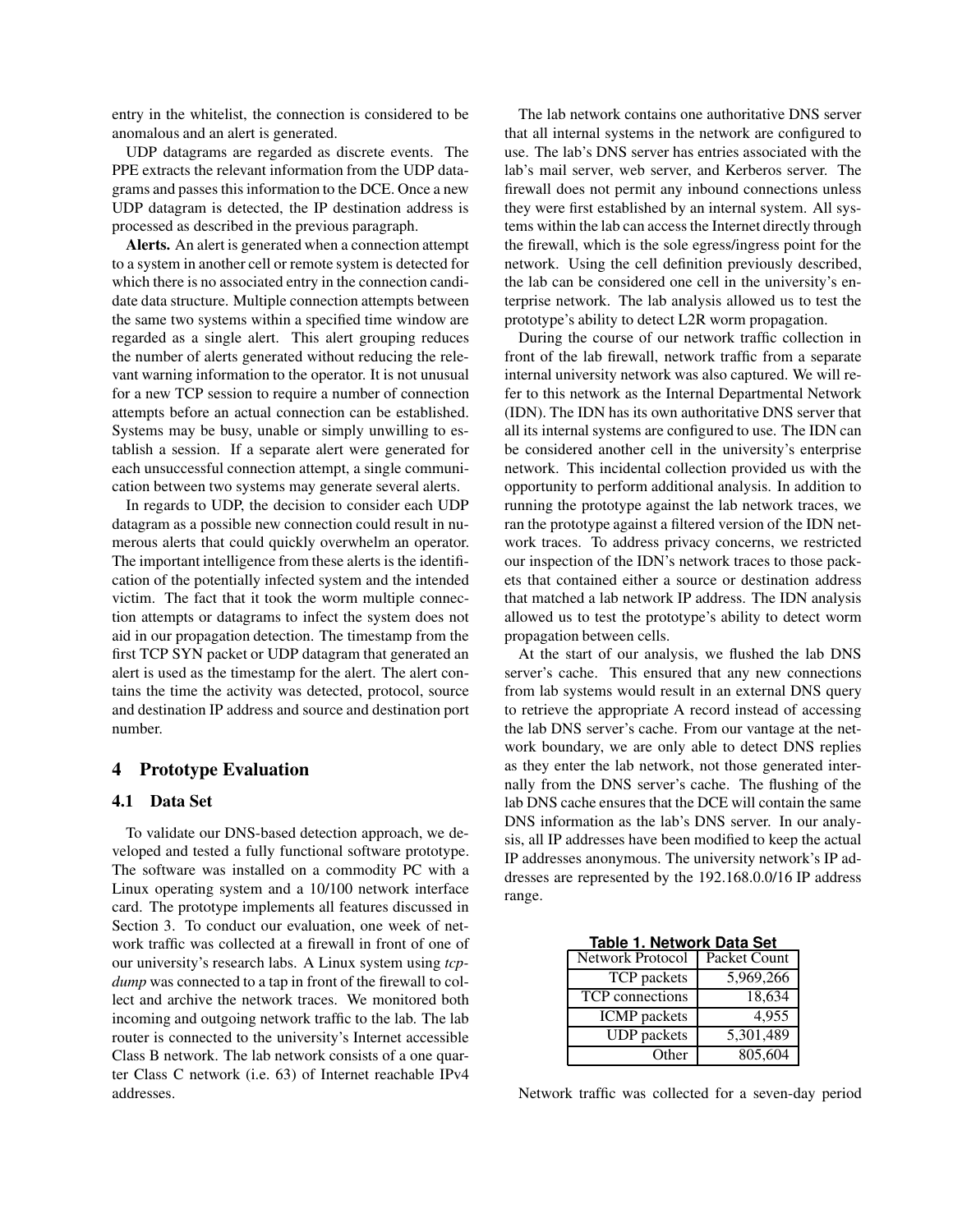entry in the whitelist, the connection is considered to be anomalous and an alert is generated.

UDP datagrams are regarded as discrete events. The PPE extracts the relevant information from the UDP datagrams and passes this information to the DCE. Once a new UDP datagram is detected, the IP destination address is processed as described in the previous paragraph.

**Alerts.** An alert is generated when a connection attempt to a system in another cell or remote system is detected for which there is no associated entry in the connection candidate data structure. Multiple connection attempts between the same two systems within a specified time window are regarded as a single alert. This alert grouping reduces the number of alerts generated without reducing the relevant warning information to the operator. It is not unusual for a new TCP session to require a number of connection attempts before an actual connection can be established. Systems may be busy, unable or simply unwilling to establish a session. If a separate alert were generated for each unsuccessful connection attempt, a single communication between two systems may generate several alerts.

In regards to UDP, the decision to consider each UDP datagram as a possible new connection could result in numerous alerts that could quickly overwhelm an operator. The important intelligence from these alerts is the identification of the potentially infected system and the intended victim. The fact that it took the worm multiple connection attempts or datagrams to infect the system does not aid in our propagation detection. The timestamp from the first TCP SYN packet or UDP datagram that generated an alert is used as the timestamp for the alert. The alert contains the time the activity was detected, protocol, source and destination IP address and source and destination port number.

## 4 Prototype Evaluation

### 4.1 Data Set

To validate our DNS-based detection approach, we developed and tested a fully functional software prototype. The software was installed on a commodity PC with a Linux operating system and a 10/100 network interface card. The prototype implements all features discussed in Section 3. To conduct our evaluation, one week of network traffic was collected at a firewall in front of one of our university's research labs. A Linux system using *tcpdump* was connected to a tap in front of the firewall to collect and archive the network traces. We monitored both incoming and outgoing network traffic to the lab. The lab router is connected to the university's Internet accessible Class B network. The lab network consists of a one quarter Class C network (i.e. 63) of Internet reachable IPv4 addresses.

The lab network contains one authoritative DNS server that all internal systems in the network are configured to use. The lab's DNS server has entries associated with the lab's mail server, web server, and Kerberos server. The firewall does not permit any inbound connections unless they were first established by an internal system. All systems within the lab can access the Internet directly through the firewall, which is the sole egress/ingress point for the network. Using the cell definition previously described, the lab can be considered one cell in the university's enterprise network. The lab analysis allowed us to test the prototype's ability to detect L2R worm propagation.

During the course of our network traffic collection in front of the lab firewall, network traffic from a separate internal university network was also captured. We will refer to this network as the Internal Departmental Network (IDN). The IDN has its own authoritative DNS server that all its internal systems are configured to use. The IDN can be considered another cell in the university's enterprise network. This incidental collection provided us with the opportunity to perform additional analysis. In addition to running the prototype against the lab network traces, we ran the prototype against a filtered version of the IDN network traces. To address privacy concerns, we restricted our inspection of the IDN's network traces to those packets that contained either a source or destination address that matched a lab network IP address. The IDN analysis allowed us to test the prototype's ability to detect worm propagation between cells.

At the start of our analysis, we flushed the lab DNS server's cache. This ensured that any new connections from lab systems would result in an external DNS query to retrieve the appropriate A record instead of accessing the lab DNS server's cache. From our vantage at the network boundary, we are only able to detect DNS replies as they enter the lab network, not those generated internally from the DNS server's cache. The flushing of the lab DNS cache ensures that the DCE will contain the same DNS information as the lab's DNS server. In our analysis, all IP addresses have been modified to keep the actual IP addresses anonymous. The university network's IP addresses are represented by the 192.168.0.0/16 IP address range.

**Table 1. Network Data Set**

| Network Protocol | Packet Count |
|---:|---:|
| TCP packets | 5,969,266 |
| TCP connections | 18,634 |
| ICMP packets | 4,955 |
| UDP packets | 5,301,489 |
| Other | 805,604 |

Network traffic was collected for a seven-day period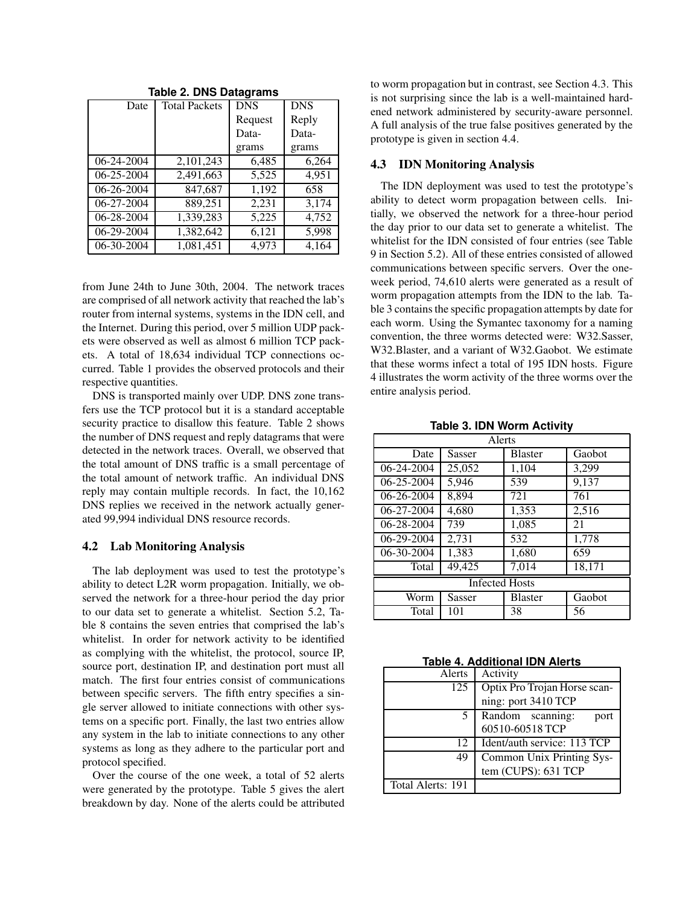**Table 2. DNS Datagrams**

| Date | Total Packets | DNS Request Data-grams | DNS Reply Data-grams |
|---|---|---|---|
| 06-24-2004 | 2,101,243 | 6,485 | 6,264 |
| 06-25-2004 | 2,491,663 | 5,525 | 4,951 |
| 06-26-2004 | 847,687 | 1,192 | 658 |
| 06-27-2004 | 889,251 | 2,231 | 3,174 |
| 06-28-2004 | 1,339,283 | 5,225 | 4,752 |
| 06-29-2004 | 1,382,642 | 6,121 | 5,998 |
| 06-30-2004 | 1,081,451 | 4,973 | 4,164 |

from June 24th to June 30th, 2004. The network traces are comprised of all network activity that reached the lab's router from internal systems, systems in the IDN cell, and the Internet. During this period, over 5 million UDP packets were observed as well as almost 6 million TCP packets. A total of 18,634 individual TCP connections occurred. Table 1 provides the observed protocols and their respective quantities.

DNS is transported mainly over UDP. DNS zone transfers use the TCP protocol but it is a standard acceptable security practice to disallow this feature. Table 2 shows the number of DNS request and reply datagrams that were detected in the network traces. Overall, we observed that the total amount of DNS traffic is a small percentage of the total amount of network traffic. An individual DNS reply may contain multiple records. In fact, the 10,162 DNS replies we received in the network actually generated 99,994 individual DNS resource records.

### 4.2 Lab Monitoring Analysis

The lab deployment was used to test the prototype's ability to detect L2R worm propagation. Initially, we observed the network for a three-hour period the day prior to our data set to generate a whitelist. Section 5.2, Table 8 contains the seven entries that comprised the lab's whitelist. In order for network activity to be identified as complying with the whitelist, the protocol, source IP, source port, destination IP, and destination port must all match. The first four entries consist of communications between specific servers. The fifth entry specifies a single server allowed to initiate connections with other systems on a specific port. Finally, the last two entries allow any system in the lab to initiate connections to any other systems as long as they adhere to the particular port and protocol specified.

Over the course of the one week, a total of 52 alerts were generated by the prototype. Table 5 gives the alert breakdown by day. None of the alerts could be attributed to worm propagation but in contrast, see Section 4.3. This is not surprising since the lab is a well-maintained hardened network administered by security-aware personnel. A full analysis of the true false positives generated by the prototype is given in section 4.4.

### 4.3 IDN Monitoring Analysis

The IDN deployment was used to test the prototype's ability to detect worm propagation between cells. Initially, we observed the network for a three-hour period the day prior to our data set to generate a whitelist. The whitelist for the IDN consisted of four entries (see Table 9 in Section 5.2). All of these entries consisted of allowed communications between specific servers. Over the one-week period, 74,610 alerts were generated as a result of worm propagation attempts from the IDN to the lab. Table 3 contains the specific propagation attempts by date for each worm. Using the Symantec taxonomy for a naming convention, the three worms detected were: W32.Sasser, W32.Blaster, and a variant of W32.Gaobot. We estimate that these worms infect a total of 195 IDN hosts. Figure 4 illustrates the worm activity of the three worms over the entire analysis period.

**Table 3. IDN Worm Activity**

| Alerts | | | |
|---|---|---|---|
| Date | Sasser | Blaster | Gaobot |
| 06-24-2004 | 25,052 | 1,104 | 3,299 |
| 06-25-2004 | 5,946 | 539 | 9,137 |
| 06-26-2004 | 8,894 | 721 | 761 |
| 06-27-2004 | 4,680 | 1,353 | 2,516 |
| 06-28-2004 | 739 | 1,085 | 21 |
| 06-29-2004 | 2,731 | 532 | 1,778 |
| 06-30-2004 | 1,383 | 1,680 | 659 |
| Total | 49,425 | 7,014 | 18,171 |
| **Infected Hosts** | | | |
| Worm | Sasser | Blaster | Gaobot |
| Total | 101 | 38 | 56 |

**Table 4. Additional IDN Alerts**

| Alerts | Activity |
|---|---|
| 125 | Optix Pro Trojan Horse scanning: port 3410 TCP |
| 5 | Random scanning: port 60510-60518 TCP |
| 12 | Ident/auth service: 113 TCP |
| 49 | Common Unix Printing System (CUPS): 631 TCP |
| Total Alerts: 191 | |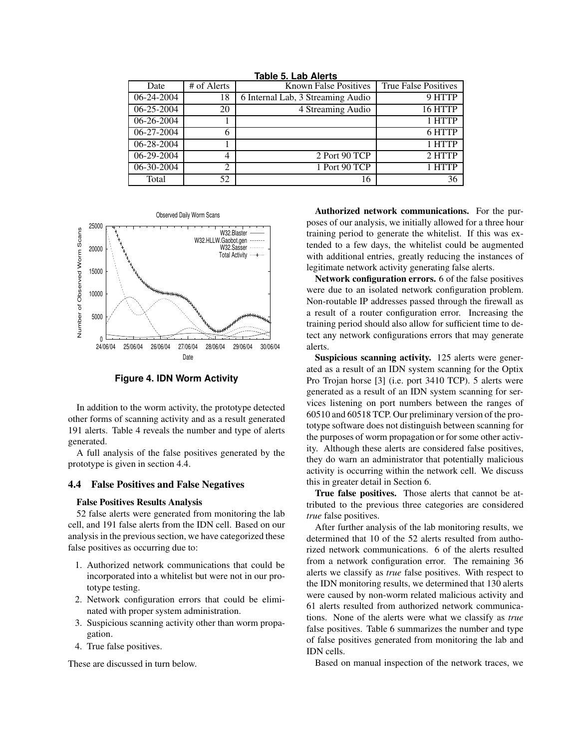**Table 5. Lab Alerts**

| Date | # of Alerts | Known False Positives | True False Positives |
|---|---|---|---|
| 06-24-2004 | 18 | 6 Internal Lab, 3 Streaming Audio | 9 HTTP |
| 06-25-2004 | 20 | 4 Streaming Audio | 16 HTTP |
| 06-26-2004 | 1 | | 1 HTTP |
| 06-27-2004 | 6 | | 6 HTTP |
| 06-28-2004 | 1 | | 1 HTTP |
| 06-29-2004 | 4 | 2 Port 90 TCP | 2 HTTP |
| 06-30-2004 | 2 | 1 Port 90 TCP | 1 HTTP |
| Total | 52 | 16 | 36 |

**Figure 4. IDN Worm Activity**

In addition to the worm activity, the prototype detected other forms of scanning activity and as a result generated 191 alerts. Table 4 reveals the number and type of alerts generated.

A full analysis of the false positives generated by the prototype is given in section 4.4.

### 4.4 False Positives and False Negatives

**False Positives Results Analysis**

52 false alerts were generated from monitoring the lab cell, and 191 false alerts from the IDN cell. Based on our analysis in the previous section, we have categorized these false positives as occurring due to:

1. Authorized network communications that could be incorporated into a whitelist but were not in our prototype testing.
2. Network configuration errors that could be eliminated with proper system administration.
3. Suspicious scanning activity other than worm propagation.
4. True false positives.

These are discussed in turn below.

**Authorized network communications.** For the purposes of our analysis, we initially allowed for a three hour training period to generate the whitelist. If this was extended to a few days, the whitelist could be augmented with additional entries, greatly reducing the instances of legitimate network activity generating false alerts.

**Network configuration errors.** 6 of the false positives were due to an isolated network configuration problem. Non-routable IP addresses passed through the firewall as a result of a router configuration error. Increasing the training period should also allow for sufficient time to detect any network configurations errors that may generate alerts.

**Suspicious scanning activity.** 125 alerts were generated as a result of an IDN system scanning for the Optix Pro Trojan horse [3] (i.e. port 3410 TCP). 5 alerts were generated as a result of an IDN system scanning for services listening on port numbers between the ranges of 60510 and 60518 TCP. Our preliminary version of the prototype software does not distinguish between scanning for the purposes of worm propagation or for some other activity. Although these alerts are considered false positives, they do warn an administrator that potentially malicious activity is occurring within the network cell. We discuss this in greater detail in Section 6.

**True false positives.** Those alerts that cannot be attributed to the previous three categories are considered *true* false positives.

After further analysis of the lab monitoring results, we determined that 10 of the 52 alerts resulted from authorized network communications. 6 of the alerts resulted from a network configuration error. The remaining 36 alerts we classify as *true* false positives. With respect to the IDN monitoring results, we determined that 130 alerts were caused by non-worm related malicious activity and 61 alerts resulted from authorized network communications. None of the alerts were what we classify as *true* false positives. Table 6 summarizes the number and type of false positives generated from monitoring the lab and IDN cells.

Based on manual inspection of the network traces, we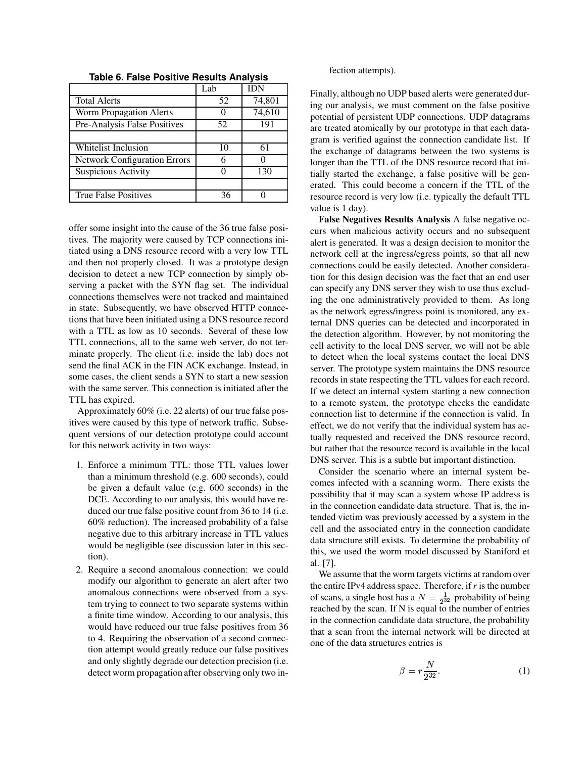**Table 6. False Positive Results Analysis**

| | Lab | IDN |
|---|---|---|
| Total Alerts | 52 | 74,801 |
| Worm Propagation Alerts | 0 | 74,610 |
| Pre-Analysis False Positives | 52 | 191 |
| | | |
| Whitelist Inclusion | 10 | 61 |
| Network Configuration Errors | 6 | 0 |
| Suspicious Activity | 0 | 130 |
| | | |
| True False Positives | 36 | 0 |

offer some insight into the cause of the 36 true false positives. The majority were caused by TCP connections initiated using a DNS resource record with a very low TTL and then not properly closed. It was a prototype design decision to detect a new TCP connection by simply observing a packet with the SYN flag set. The individual connections themselves were not tracked and maintained in state. Subsequently, we have observed HTTP connections that have been initiated using a DNS resource record with a TTL as low as 10 seconds. Several of these low TTL connections, all to the same web server, do not terminate properly. The client (i.e. inside the lab) does not send the final ACK in the FIN ACK exchange. Instead, in some cases, the client sends a SYN to start a new session with the same server. This connection is initiated after the TTL has expired.

Approximately 60% (i.e. 22 alerts) of our true false positives were caused by this type of network traffic. Subsequent versions of our detection prototype could account for this network activity in two ways:

1. Enforce a minimum TTL: those TTL values lower than a minimum threshold (e.g. 600 seconds), could be given a default value (e.g. 600 seconds) in the DCE. According to our analysis, this would have reduced our true false positive count from 36 to 14 (i.e. 60% reduction). The increased probability of a false negative due to this arbitrary increase in TTL values would be negligible (see discussion later in this section).
2. Require a second anomalous connection: we could modify our algorithm to generate an alert after two anomalous connections were observed from a system trying to connect to two separate systems within a finite time window. According to our analysis, this would have reduced our true false positives from 36 to 4. Requiring the observation of a second connection attempt would greatly reduce our false positives and only slightly degrade our detection precision (i.e. detect worm propagation after observing only two infection attempts).

Finally, although no UDP based alerts were generated during our analysis, we must comment on the false positive potential of persistent UDP connections. UDP datagrams are treated atomically by our prototype in that each datagram is verified against the connection candidate list. If the exchange of datagrams between the two systems is longer than the TTL of the DNS resource record that initially started the exchange, a false positive will be generated. This could become a concern if the TTL of the resource record is very low (i.e. typically the default TTL value is 1 day).

**False Negatives Results Analysis** A false negative occurs when malicious activity occurs and no subsequent alert is generated. It was a design decision to monitor the network cell at the ingress/egress points, so that all new connections could be easily detected. Another consideration for this design decision was the fact that an end user can specify any DNS server they wish to use thus excluding the one administratively provided to them. As long as the network egress/ingress point is monitored, any external DNS queries can be detected and incorporated in the detection algorithm. However, by not monitoring the cell activity to the local DNS server, we will not be able to detect when the local systems contact the local DNS server. The prototype system maintains the DNS resource records in state respecting the TTL values for each record. If we detect an internal system starting a new connection to a remote system, the prototype checks the candidate connection list to determine if the connection is valid. In effect, we do not verify that the individual system has actually requested and received the DNS resource record, but rather that the resource record is available in the local DNS server. This is a subtle but important distinction.

Consider the scenario where an internal system becomes infected with a scanning worm. There exists the possibility that it may scan a system whose IP address is in the connection candidate data structure. That is, the intended victim was previously accessed by a system in the cell and the associated entry in the connection candidate data structure still exists. To determine the probability of this, we used the worm model discussed by Staniford et al. [7].

We assume that the worm targets victims at random over the entire IPv4 address space. Therefore, if $r$ is the number of scans, a single host has a $N = \frac{1}{2^{32}}$ probability of being reached by the scan. If N is equal to the number of entries in the connection candidate data structure, the probability that a scan from the internal network will be directed at one of the data structures entries is

$$\beta = r\frac{N}{2^{32}}. \tag{1}$$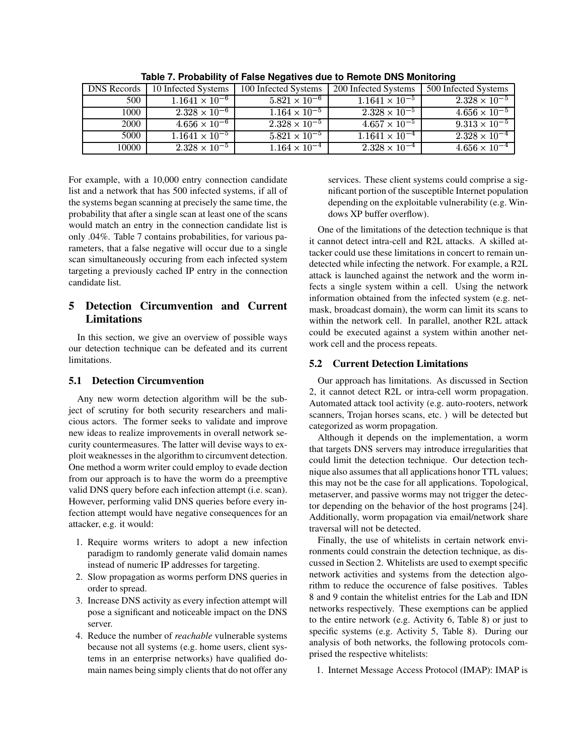**Table 7. Probability of False Negatives due to Remote DNS Monitoring**

| DNS Records | 10 Infected Systems | 100 Infected Systems | 200 Infected Systems | 500 Infected Systems |
|---|---|---|---|---|
| 500 | $1.1641 \times 10^{-6}$ | $5.821 \times 10^{-6}$ | $1.1641 \times 10^{-5}$ | $2.328 \times 10^{-5}$ |
| 1000 | $2.328 \times 10^{-6}$ | $1.164 \times 10^{-5}$ | $2.328 \times 10^{-5}$ | $4.656 \times 10^{-5}$ |
| 2000 | $4.656 \times 10^{-6}$ | $2.328 \times 10^{-5}$ | $4.657 \times 10^{-5}$ | $9.313 \times 10^{-5}$ |
| 5000 | $1.1641 \times 10^{-5}$ | $5.821 \times 10^{-5}$ | $1.1641 \times 10^{-4}$ | $2.328 \times 10^{-4}$ |
| 10000 | $2.328 \times 10^{-5}$ | $1.164 \times 10^{-4}$ | $2.328 \times 10^{-4}$ | $4.656 \times 10^{-4}$ |

For example, with a 10,000 entry connection candidate list and a network that has 500 infected systems, if all of the systems began scanning at precisely the same time, the probability that after a single scan at least one of the scans would match an entry in the connection candidate list is only .04%. Table 7 contains probabilities, for various parameters, that a false negative will occur due to a single scan simultaneously occuring from each infected system targeting a previously cached IP entry in the connection candidate list.

## 5 Detection Circumvention and Current Limitations

In this section, we give an overview of possible ways our detection technique can be defeated and its current limitations.

### 5.1 Detection Circumvention

Any new worm detection algorithm will be the subject of scrutiny for both security researchers and malicious actors. The former seeks to validate and improve new ideas to realize improvements in overall network security countermeasures. The latter will devise ways to exploit weaknesses in the algorithm to circumvent detection. One method a worm writer could employ to evade detection from our approach is to have the worm do a preemptive valid DNS query before each infection attempt (i.e. scan). However, performing valid DNS queries before every infection attempt would have negative consequences for an attacker, e.g. it would:

1. Require worms writers to adopt a new infection paradigm to randomly generate valid domain names instead of numeric IP addresses for targeting.
2. Slow propagation as worms perform DNS queries in order to spread.
3. Increase DNS activity as every infection attempt will pose a significant and noticeable impact on the DNS server.
4. Reduce the number of *reachable* vulnerable systems because not all systems (e.g. home users, client systems in an enterprise networks) have qualified domain names being simply clients that do not offer any services. These client systems could comprise a significant portion of the susceptible Internet population depending on the exploitable vulnerability (e.g. Windows XP buffer overflow).

One of the limitations of the detection technique is that it cannot detect intra-cell and R2L attacks. A skilled attacker could use these limitations in concert to remain undetected while infecting the network. For example, a R2L attack is launched against the network and the worm infects a single system within a cell. Using the network information obtained from the infected system (e.g. netmask, broadcast domain), the worm can limit its scans to within the network cell. In parallel, another R2L attack could be executed against a system within another network cell and the process repeats.

### 5.2 Current Detection Limitations

Our approach has limitations. As discussed in Section 2, it cannot detect R2L or intra-cell worm propagation. Automated attack tool activity (e.g. auto-rooters, network scanners, Trojan horses scans, etc. ) will be detected but categorized as worm propagation.

Although it depends on the implementation, a worm that targets DNS servers may introduce irregularities that could limit the detection technique. Our detection technique also assumes that all applications honor TTL values; this may not be the case for all applications. Topological, metaserver, and passive worms may not trigger the detector depending on the behavior of the host programs [24]. Additionally, worm propagation via email/network share traversal will not be detected.

Finally, the use of whitelists in certain network environments could constrain the detection technique, as discussed in Section 2. Whitelists are used to exempt specific network activities and systems from the detection algorithm to reduce the occurence of false positives. Tables 8 and 9 contain the whitelist entries for the Lab and IDN networks respectively. These exemptions can be applied to the entire network (e.g. Activity 6, Table 8) or just to specific systems (e.g. Activity 5, Table 8). During our analysis of both networks, the following protocols comprised the respective whitelists:

1. Internet Message Access Protocol (IMAP): IMAP is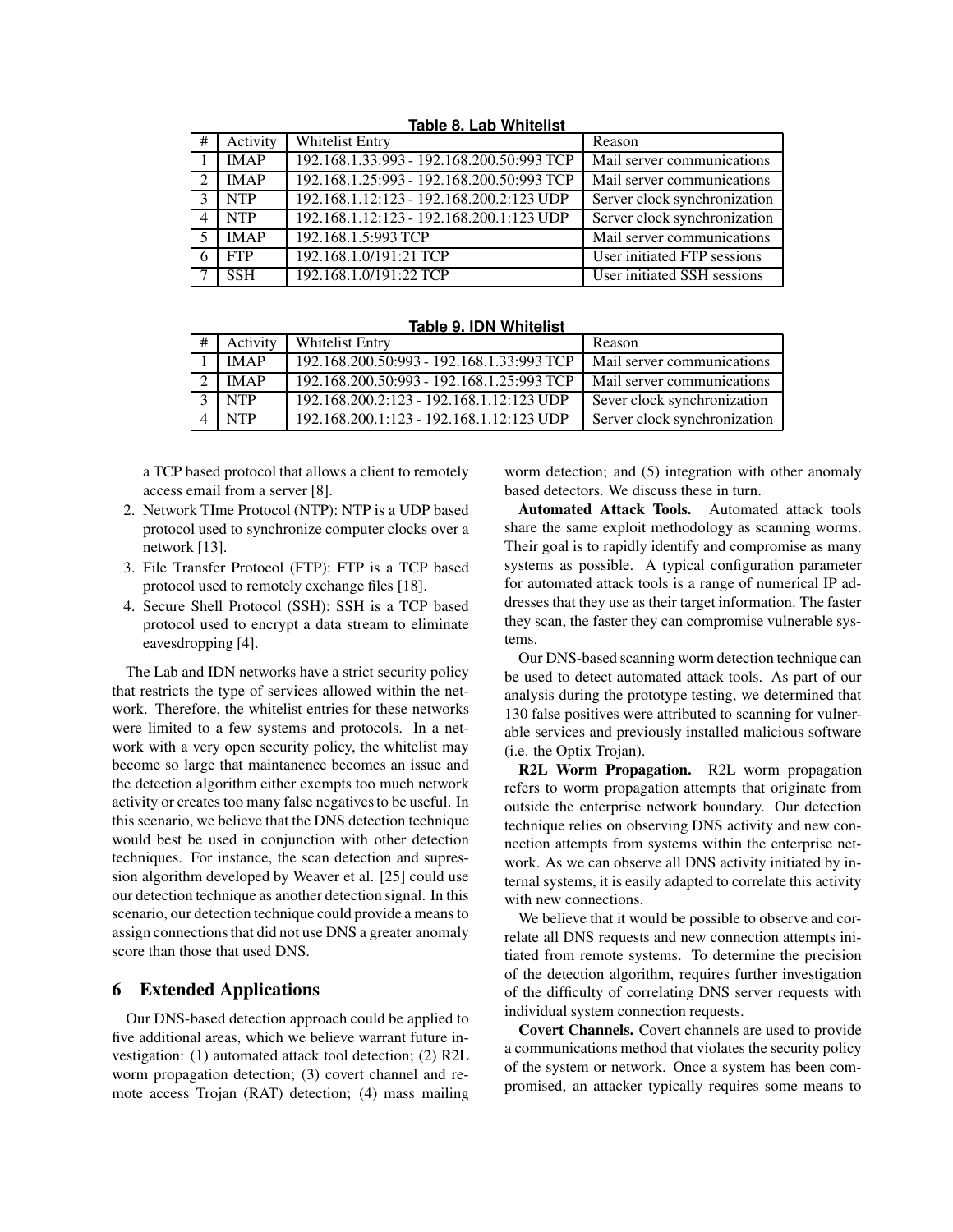**Table 8. Lab Whitelist**

| # | Activity | Whitelist Entry | Reason |
|---|---|---|---|
| 1 | IMAP | 192.168.1.33:993 - 192.168.200.50:993 TCP | Mail server communications |
| 2 | IMAP | 192.168.1.25:993 - 192.168.200.50:993 TCP | Mail server communications |
| 3 | NTP | 192.168.1.12:123 - 192.168.200.2:123 UDP | Server clock synchronization |
| 4 | NTP | 192.168.1.12:123 - 192.168.200.1:123 UDP | Server clock synchronization |
| 5 | IMAP | 192.168.1.5:993 TCP | Mail server communications |
| 6 | FTP | 192.168.1.0/191:21 TCP | User initiated FTP sessions |
| 7 | SSH | 192.168.1.0/191:22 TCP | User initiated SSH sessions |

**Table 9. IDN Whitelist**

| # | Activity | Whitelist Entry | Reason |
|---|---|---|---|
| 1 | IMAP | 192.168.200.50:993 - 192.168.1.33:993 TCP | Mail server communications |
| 2 | IMAP | 192.168.200.50:993 - 192.168.1.25:993 TCP | Mail server communications |
| 3 | NTP | 192.168.200.2:123 - 192.168.1.12:123 UDP | Sever clock synchronization |
| 4 | NTP | 192.168.200.1:123 - 192.168.1.12:123 UDP | Server clock synchronization |

a TCP based protocol that allows a client to remotely access email from a server [8].

2. Network TIme Protocol (NTP): NTP is a UDP based protocol used to synchronize computer clocks over a network [13].
3. File Transfer Protocol (FTP): FTP is a TCP based protocol used to remotely exchange files [18].
4. Secure Shell Protocol (SSH): SSH is a TCP based protocol used to encrypt a data stream to eliminate eavesdropping [4].

The Lab and IDN networks have a strict security policy that restricts the type of services allowed within the network. Therefore, the whitelist entries for these networks were limited to a few systems and protocols. In a network with a very open security policy, the whitelist may become so large that maintanence becomes an issue and the detection algorithm either exempts too much network activity or creates too many false negatives to be useful. In this scenario, we believe that the DNS detection technique would best be used in conjunction with other detection techniques. For instance, the scan detection and supression algorithm developed by Weaver et al. [25] could use our detection technique as another detection signal. In this scenario, our detection technique could provide a means to assign connections that did not use DNS a greater anomaly score than those that used DNS.

## 6 Extended Applications

Our DNS-based detection approach could be applied to five additional areas, which we believe warrant future investigation: (1) automated attack tool detection; (2) R2L worm propagation detection; (3) covert channel and remote access Trojan (RAT) detection; (4) mass mailing worm detection; and (5) integration with other anomaly based detectors. We discuss these in turn.

**Automated Attack Tools.** Automated attack tools share the same exploit methodology as scanning worms. Their goal is to rapidly identify and compromise as many systems as possible. A typical configuration parameter for automated attack tools is a range of numerical IP addresses that they use as their target information. The faster they scan, the faster they can compromise vulnerable systems.

Our DNS-based scanning worm detection technique can be used to detect automated attack tools. As part of our analysis during the prototype testing, we determined that 130 false positives were attributed to scanning for vulnerable services and previously installed malicious software (i.e. the Optix Trojan).

**R2L Worm Propagation.** R2L worm propagation refers to worm propagation attempts that originate from outside the enterprise network boundary. Our detection technique relies on observing DNS activity and new connection attempts from systems within the enterprise network. As we can observe all DNS activity initiated by internal systems, it is easily adapted to correlate this activity with new connections.

We believe that it would be possible to observe and correlate all DNS requests and new connection attempts initiated from remote systems. To determine the precision of the detection algorithm, requires further investigation of the difficulty of correlating DNS server requests with individual system connection requests.

**Covert Channels.** Covert channels are used to provide a communications method that violates the security policy of the system or network. Once a system has been compromised, an attacker typically requires some means to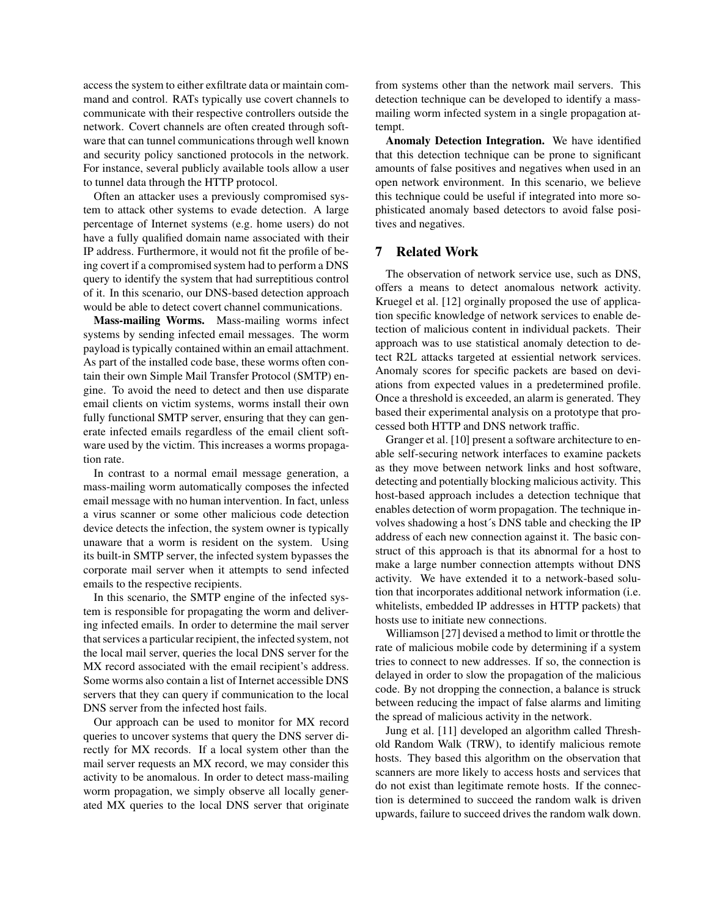access the system to either exfiltrate data or maintain command and control. RATs typically use covert channels to communicate with their respective controllers outside the network. Covert channels are often created through software that can tunnel communications through well known and security policy sanctioned protocols in the network. For instance, several publicly available tools allow a user to tunnel data through the HTTP protocol.

Often an attacker uses a previously compromised system to attack other systems to evade detection. A large percentage of Internet systems (e.g. home users) do not have a fully qualified domain name associated with their IP address. Furthermore, it would not fit the profile of being covert if a compromised system had to perform a DNS query to identify the system that had surreptitious control of it. In this scenario, our DNS-based detection approach would be able to detect covert channel communications.

**Mass-mailing Worms.** Mass-mailing worms infect systems by sending infected email messages. The worm payload is typically contained within an email attachment. As part of the installed code base, these worms often contain their own Simple Mail Transfer Protocol (SMTP) engine. To avoid the need to detect and then use disparate email clients on victim systems, worms install their own fully functional SMTP server, ensuring that they can generate infected emails regardless of the email client software used by the victim. This increases a worms propagation rate.

In contrast to a normal email message generation, a mass-mailing worm automatically composes the infected email message with no human intervention. In fact, unless a virus scanner or some other malicious code detection device detects the infection, the system owner is typically unaware that a worm is resident on the system. Using its built-in SMTP server, the infected system bypasses the corporate mail server when it attempts to send infected emails to the respective recipients.

In this scenario, the SMTP engine of the infected system is responsible for propagating the worm and delivering infected emails. In order to determine the mail server that services a particular recipient, the infected system, not the local mail server, queries the local DNS server for the MX record associated with the email recipient's address. Some worms also contain a list of Internet accessible DNS servers that they can query if communication to the local DNS server from the infected host fails.

Our approach can be used to monitor for MX record queries to uncover systems that query the DNS server directly for MX records. If a local system other than the mail server requests an MX record, we may consider this activity to be anomalous. In order to detect mass-mailing worm propagation, we simply observe all locally generated MX queries to the local DNS server that originate from systems other than the network mail servers. This detection technique can be developed to identify a mass-mailing worm infected system in a single propagation attempt.

**Anomaly Detection Integration.** We have identified that this detection technique can be prone to significant amounts of false positives and negatives when used in an open network environment. In this scenario, we believe this technique could be useful if integrated into more sophisticated anomaly based detectors to avoid false positives and negatives.

## 7 Related Work

The observation of network service use, such as DNS, offers a means to detect anomalous network activity. Kruegel et al. [12] orginally proposed the use of application specific knowledge of network services to enable detection of malicious content in individual packets. Their approach was to use statistical anomaly detection to detect R2L attacks targeted at essiential network services. Anomaly scores for specific packets are based on deviations from expected values in a predetermined profile. Once a threshold is exceeded, an alarm is generated. They based their experimental analysis on a prototype that processed both HTTP and DNS network traffic.

Granger et al. [10] present a software architecture to enable self-securing network interfaces to examine packets as they move between network links and host software, detecting and potentially blocking malicious activity. This host-based approach includes a detection technique that enables detection of worm propagation. The technique involves shadowing a host´s DNS table and checking the IP address of each new connection against it. The basic construct of this approach is that its abnormal for a host to make a large number connection attempts without DNS activity. We have extended it to a network-based solution that incorporates additional network information (i.e. whitelists, embedded IP addresses in HTTP packets) that hosts use to initiate new connections.

Williamson [27] devised a method to limit or throttle the rate of malicious mobile code by determining if a system tries to connect to new addresses. If so, the connection is delayed in order to slow the propagation of the malicious code. By not dropping the connection, a balance is struck between reducing the impact of false alarms and limiting the spread of malicious activity in the network.

Jung et al. [11] developed an algorithm called Threshold Random Walk (TRW), to identify malicious remote hosts. They based this algorithm on the observation that scanners are more likely to access hosts and services that do not exist than legitimate remote hosts. If the connection is determined to succeed the random walk is driven upwards, failure to succeed drives the random walk down.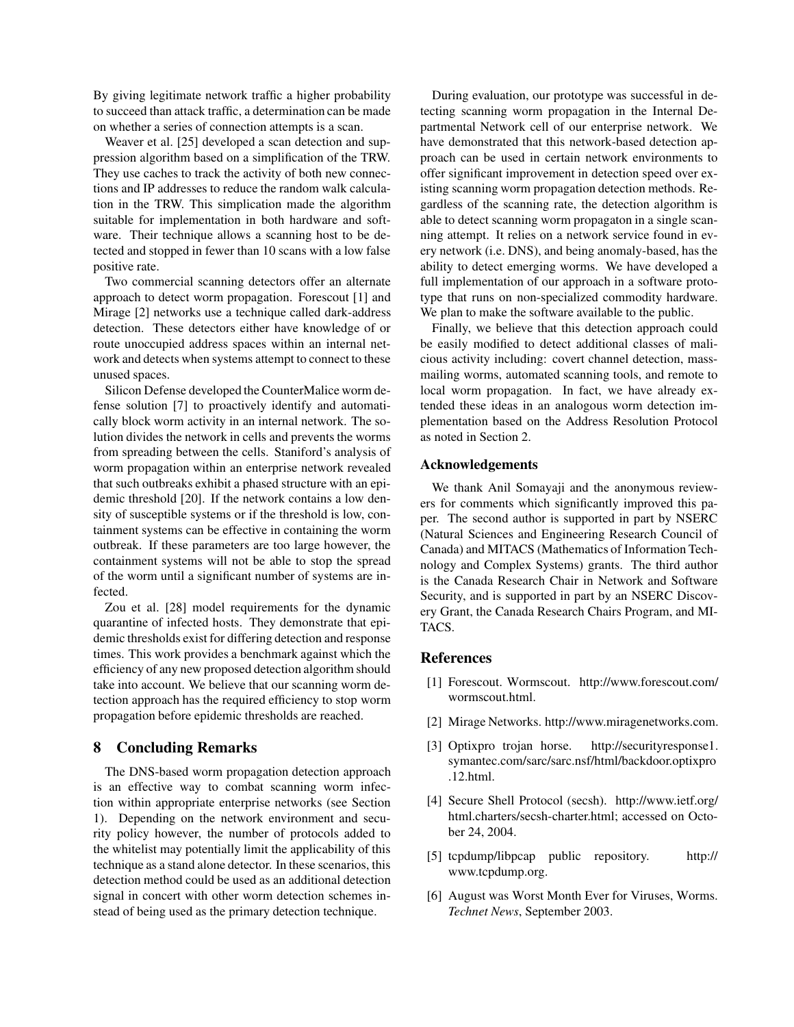By giving legitimate network traffic a higher probability to succeed than attack traffic, a determination can be made on whether a series of connection attempts is a scan.

Weaver et al. [25] developed a scan detection and suppression algorithm based on a simplification of the TRW. They use caches to track the activity of both new connections and IP addresses to reduce the random walk calculation in the TRW. This simplication made the algorithm suitable for implementation in both hardware and software. Their technique allows a scanning host to be detected and stopped in fewer than 10 scans with a low false positive rate.

Two commercial scanning detectors offer an alternate approach to detect worm propagation. Forescout [1] and Mirage [2] networks use a technique called dark-address detection. These detectors either have knowledge of or route unoccupied address spaces within an internal network and detects when systems attempt to connect to these unused spaces.

Silicon Defense developed the CounterMalice worm defense solution [7] to proactively identify and automatically block worm activity in an internal network. The solution divides the network in cells and prevents the worms from spreading between the cells. Staniford's analysis of worm propagation within an enterprise network revealed that such outbreaks exhibit a phased structure with an epidemic threshold [20]. If the network contains a low density of susceptible systems or if the threshold is low, containment systems can be effective in containing the worm outbreak. If these parameters are too large however, the containment systems will not be able to stop the spread of the worm until a significant number of systems are infected.

Zou et al. [28] model requirements for the dynamic quarantine of infected hosts. They demonstrate that epidemic thresholds exist for differing detection and response times. This work provides a benchmark against which the efficiency of any new proposed detection algorithm should take into account. We believe that our scanning worm detection approach has the required efficiency to stop worm propagation before epidemic thresholds are reached.

## 8 Concluding Remarks

The DNS-based worm propagation detection approach is an effective way to combat scanning worm infection within appropriate enterprise networks (see Section 1). Depending on the network environment and security policy however, the number of protocols added to the whitelist may potentially limit the applicability of this technique as a stand alone detector. In these scenarios, this detection method could be used as an additional detection signal in concert with other worm detection schemes instead of being used as the primary detection technique.

During evaluation, our prototype was successful in detecting scanning worm propagation in the Internal Departmental Network cell of our enterprise network. We have demonstrated that this network-based detection approach can be used in certain network environments to offer significant improvement in detection speed over existing scanning worm propagation detection methods. Regardless of the scanning rate, the detection algorithm is able to detect scanning worm propagaton in a single scanning attempt. It relies on a network service found in every network (i.e. DNS), and being anomaly-based, has the ability to detect emerging worms. We have developed a full implementation of our approach in a software prototype that runs on non-specialized commodity hardware. We plan to make the software available to the public.

Finally, we believe that this detection approach could be easily modified to detect additional classes of malicious activity including: covert channel detection, mass-mailing worms, automated scanning tools, and remote to local worm propagation. In fact, we have already extended these ideas in an analogous worm detection implementation based on the Address Resolution Protocol as noted in Section 2.

### Acknowledgements

We thank Anil Somayaji and the anonymous reviewers for comments which significantly improved this paper. The second author is supported in part by NSERC (Natural Sciences and Engineering Research Council of Canada) and MITACS (Mathematics of Information Technology and Complex Systems) grants. The third author is the Canada Research Chair in Network and Software Security, and is supported in part by an NSERC Discovery Grant, the Canada Research Chairs Program, and MITACS.

## References

[1] Forescout. Wormscout. http://www.forescout.com/wormscout.html.

[2] Mirage Networks. http://www.miragenetworks.com.

[3] Optixpro trojan horse. http://securityresponse1.symantec.com/sarc/sarc.nsf/html/backdoor.optixpro.12.html.

[4] Secure Shell Protocol (secsh). http://www.ietf.org/html.charters/secsh-charter.html; accessed on October 24, 2004.

[5] tcpdump/libpcap public repository. http://www.tcpdump.org.

[6] August was Worst Month Ever for Viruses, Worms. *Technet News*, September 2003.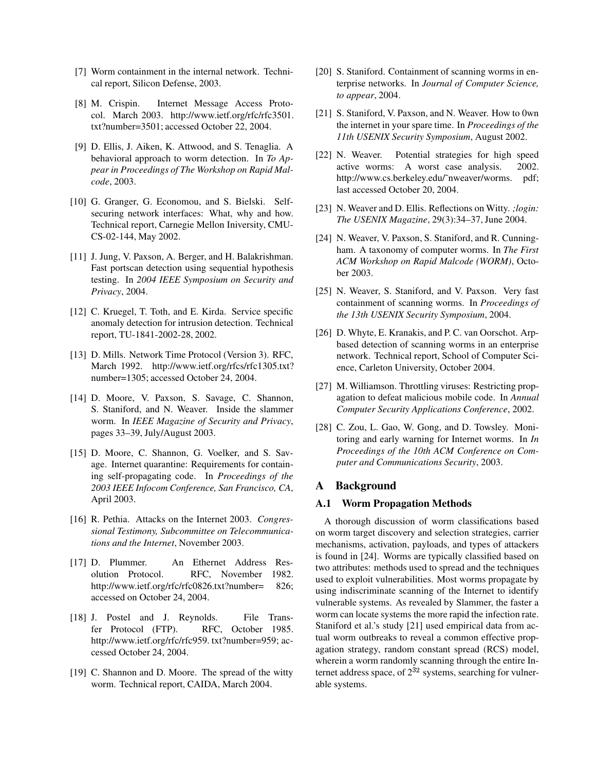[7] Worm containment in the internal network. Technical report, Silicon Defense, 2003.

[8] M. Crispin. Internet Message Access Protocol. March 2003. http://www.ietf.org/rfc/rfc3501.txt?number=3501; accessed October 22, 2004.

[9] D. Ellis, J. Aiken, K. Attwood, and S. Tenaglia. A behavioral approach to worm detection. In *To Appear in Proceedings of The Workshop on Rapid Malcode*, 2003.

[10] G. Granger, G. Economou, and S. Bielski. Self-securing network interfaces: What, why and how. Technical report, Carnegie Mellon Iniversity, CMU-CS-02-144, May 2002.

[11] J. Jung, V. Paxson, A. Berger, and H. Balakrishman. Fast portscan detection using sequential hypothesis testing. In *2004 IEEE Symposium on Security and Privacy*, 2004.

[12] C. Kruegel, T. Toth, and E. Kirda. Service specific anomaly detection for intrusion detection. Technical report, TU-1841-2002-28, 2002.

[13] D. Mills. Network Time Protocol (Version 3). RFC, March 1992. http://www.ietf.org/rfcs/rfc1305.txt?number=1305; accessed October 24, 2004.

[14] D. Moore, V. Paxson, S. Savage, C. Shannon, S. Staniford, and N. Weaver. Inside the slammer worm. In *IEEE Magazine of Security and Privacy*, pages 33–39, July/August 2003.

[15] D. Moore, C. Shannon, G. Voelker, and S. Savage. Internet quarantine: Requirements for containing self-propagating code. In *Proceedings of the 2003 IEEE Infocom Conference, San Francisco, CA*, April 2003.

[16] R. Pethia. Attacks on the Internet 2003. *Congressional Testimony, Subcommittee on Telecommunications and the Internet*, November 2003.

[17] D. Plummer. An Ethernet Address Resolution Protocol. RFC, November 1982. http://www.ietf.org/rfc/rfc0826.txt?number= 826; accessed on October 24, 2004.

[18] J. Postel and J. Reynolds. File Transfer Protocol (FTP). RFC, October 1985. http://www.ietf.org/rfc/rfc959. txt?number=959; accessed October 24, 2004.

[19] C. Shannon and D. Moore. The spread of the witty worm. Technical report, CAIDA, March 2004.

[20] S. Staniford. Containment of scanning worms in enterprise networks. In *Journal of Computer Science, to appear*, 2004.

[21] S. Staniford, V. Paxson, and N. Weaver. How to 0wn the internet in your spare time. In *Proceedings of the 11th USENIX Security Symposium*, August 2002.

[22] N. Weaver. Potential strategies for high speed active worms: A worst case analysis. 2002. http://www.cs.berkeley.edu/˜nweaver/worms. pdf; last accessed October 20, 2004.

[23] N. Weaver and D. Ellis. Reflections on Witty. *;login: The USENIX Magazine*, 29(3):34–37, June 2004.

[24] N. Weaver, V. Paxson, S. Staniford, and R. Cunningham. A taxonomy of computer worms. In *The First ACM Workshop on Rapid Malcode (WORM)*, October 2003.

[25] N. Weaver, S. Staniford, and V. Paxson. Very fast containment of scanning worms. In *Proceedings of the 13th USENIX Security Symposium*, 2004.

[26] D. Whyte, E. Kranakis, and P. C. van Oorschot. Arp-based detection of scanning worms in an enterprise network. Technical report, School of Computer Science, Carleton University, October 2004.

[27] M. Williamson. Throttling viruses: Restricting propagation to defeat malicious mobile code. In *Annual Computer Security Applications Conference*, 2002.

[28] C. Zou, L. Gao, W. Gong, and D. Towsley. Monitoring and early warning for Internet worms. In *In Proceedings of the 10th ACM Conference on Computer and Communications Security*, 2003.

# A Background

## A.1 Worm Propagation Methods

A thorough discussion of worm classifications based on worm target discovery and selection strategies, carrier mechanisms, activation, payloads, and types of attackers is found in [24]. Worms are typically classified based on two attributes: methods used to spread and the techniques used to exploit vulnerabilities. Most worms propagate by using indiscriminate scanning of the Internet to identify vulnerable systems. As revealed by Slammer, the faster a worm can locate systems the more rapid the infection rate. Staniford et al.'s study [21] used empirical data from actual worm outbreaks to reveal a common effective propagation strategy, random constant spread (RCS) model, wherein a worm randomly scanning through the entire Internet address space, of $2^{32}$ systems, searching for vulnerable systems.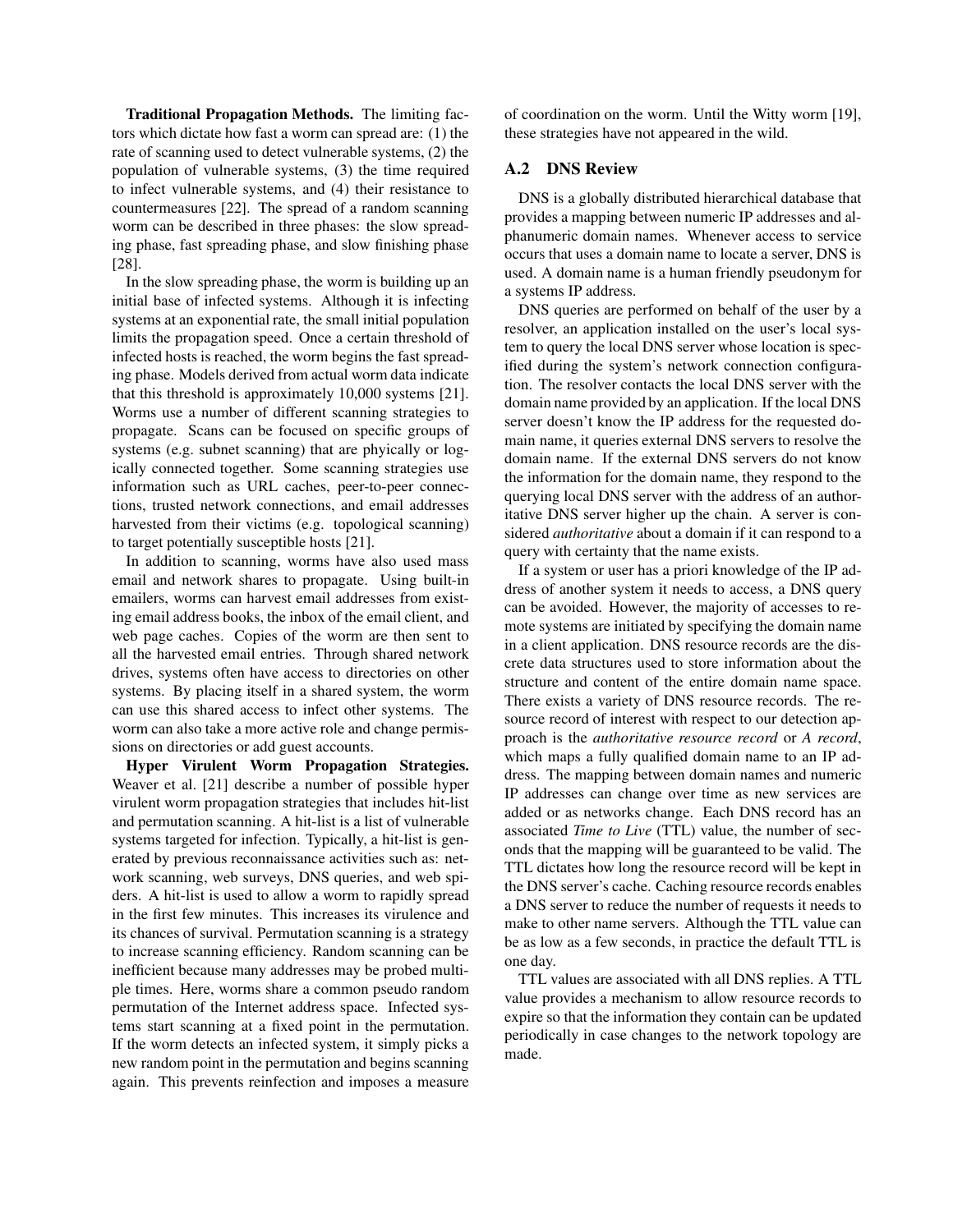**Traditional Propagation Methods.** The limiting factors which dictate how fast a worm can spread are: (1) the rate of scanning used to detect vulnerable systems, (2) the population of vulnerable systems, (3) the time required to infect vulnerable systems, and (4) their resistance to countermeasures [22]. The spread of a random scanning worm can be described in three phases: the slow spreading phase, fast spreading phase, and slow finishing phase [28].

In the slow spreading phase, the worm is building up an initial base of infected systems. Although it is infecting systems at an exponential rate, the small initial population limits the propagation speed. Once a certain threshold of infected hosts is reached, the worm begins the fast spreading phase. Models derived from actual worm data indicate that this threshold is approximately 10,000 systems [21]. Worms use a number of different scanning strategies to propagate. Scans can be focused on specific groups of systems (e.g. subnet scanning) that are phyically or logically connected together. Some scanning strategies use information such as URL caches, peer-to-peer connections, trusted network connections, and email addresses harvested from their victims (e.g. topological scanning) to target potentially susceptible hosts [21].

In addition to scanning, worms have also used mass email and network shares to propagate. Using built-in emailers, worms can harvest email addresses from existing email address books, the inbox of the email client, and web page caches. Copies of the worm are then sent to all the harvested email entries. Through shared network drives, systems often have access to directories on other systems. By placing itself in a shared system, the worm can use this shared access to infect other systems. The worm can also take a more active role and change permissions on directories or add guest accounts.

**Hyper Virulent Worm Propagation Strategies.** Weaver et al. [21] describe a number of possible hyper virulent worm propagation strategies that includes hit-list and permutation scanning. A hit-list is a list of vulnerable systems targeted for infection. Typically, a hit-list is generated by previous reconnaissance activities such as: network scanning, web surveys, DNS queries, and web spiders. A hit-list is used to allow a worm to rapidly spread in the first few minutes. This increases its virulence and its chances of survival. Permutation scanning is a strategy to increase scanning efficiency. Random scanning can be inefficient because many addresses may be probed multiple times. Here, worms share a common pseudo random permutation of the Internet address space. Infected systems start scanning at a fixed point in the permutation. If the worm detects an infected system, it simply picks a new random point in the permutation and begins scanning again. This prevents reinfection and imposes a measure of coordination on the worm. Until the Witty worm [19], these strategies have not appeared in the wild.

### A.2 DNS Review

DNS is a globally distributed hierarchical database that provides a mapping between numeric IP addresses and alphanumeric domain names. Whenever access to service occurs that uses a domain name to locate a server, DNS is used. A domain name is a human friendly pseudonym for a systems IP address.

DNS queries are performed on behalf of the user by a resolver, an application installed on the user's local system to query the local DNS server whose location is specified during the system's network connection configuration. The resolver contacts the local DNS server with the domain name provided by an application. If the local DNS server doesn't know the IP address for the requested domain name, it queries external DNS servers to resolve the domain name. If the external DNS servers do not know the information for the domain name, they respond to the querying local DNS server with the address of an authoritative DNS server higher up the chain. A server is considered *authoritative* about a domain if it can respond to a query with certainty that the name exists.

If a system or user has a priori knowledge of the IP address of another system it needs to access, a DNS query can be avoided. However, the majority of accesses to remote systems are initiated by specifying the domain name in a client application. DNS resource records are the discrete data structures used to store information about the structure and content of the entire domain name space. There exists a variety of DNS resource records. The resource record of interest with respect to our detection approach is the *authoritative resource record* or *A record*, which maps a fully qualified domain name to an IP address. The mapping between domain names and numeric IP addresses can change over time as new services are added or as networks change. Each DNS record has an associated *Time to Live* (TTL) value, the number of seconds that the mapping will be guaranteed to be valid. The TTL dictates how long the resource record will be kept in the DNS server's cache. Caching resource records enables a DNS server to reduce the number of requests it needs to make to other name servers. Although the TTL value can be as low as a few seconds, in practice the default TTL is one day.

TTL values are associated with all DNS replies. A TTL value provides a mechanism to allow resource records to expire so that the information they contain can be updated periodically in case changes to the network topology are made.